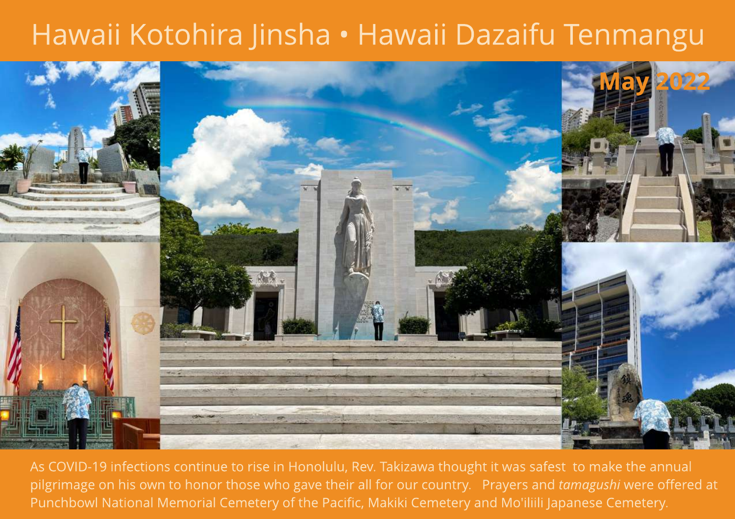# Hawaii Kotohira Jinsha • Hawaii Dazaifu Tenmangu

**May 2022**

As COVID-19 infections continue to rise in Honolulu, Rev. Takizawa thought it was safest to make the annual pilgrimage on his own to honor those who gave their all for our country. Prayers and *tamagushi* were offered at Punchbowl National Memorial Cemetery of the Pacific, Makiki Cemetery and Mo'iliili Japanese Cemetery.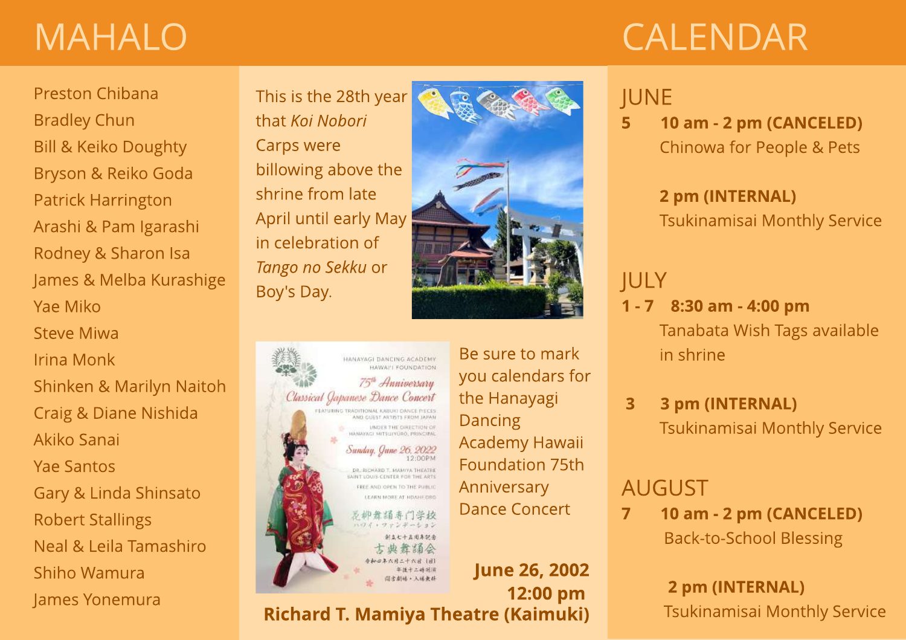# MAHALO

Preston Chibana
Bradley Chun
Bill & Keiko Doughty
Bryson & Reiko Goda
Patrick Harrington
Arashi & Pam Igarashi
Rodney & Sharon Isa
James & Melba Kurashige
Yae Miko
Steve Miwa
Irina Monk
Shinken & Marilyn Naitoh
Craig & Diane Nishida
Akiko Sanai
Yae Santos
Gary & Linda Shinsato
Robert Stallings
Neal & Leila Tamashiro
Shiho Wamura
James Yonemura

This is the 28th year that *Koi Nobori* Carps were billowing above the shrine from late April until early May in celebration of *Tango no Sekku* or Boy's Day.

Be sure to mark you calendars for the Hanayagi Dancing Academy Hawaii Foundation 75th Anniversary Dance Concert

**June 26, 2002**
**12:00 pm**
**Richard T. Mamiya Theatre (Kaimuki)**

# CALENDAR

## JUNE

**5** **10 am - 2 pm (CANCELED)**
Chinowa for People & Pets

**2 pm (INTERNAL)**
Tsukinamisai Monthly Service

## JULY

**1 - 7** **8:30 am - 4:00 pm**
Tanabata Wish Tags available in shrine

**3** **3 pm (INTERNAL)**
Tsukinamisai Monthly Service

## AUGUST

**7** **10 am - 2 pm (CANCELED)**
Back-to-School Blessing

**2 pm (INTERNAL)**
Tsukinamisai Monthly Service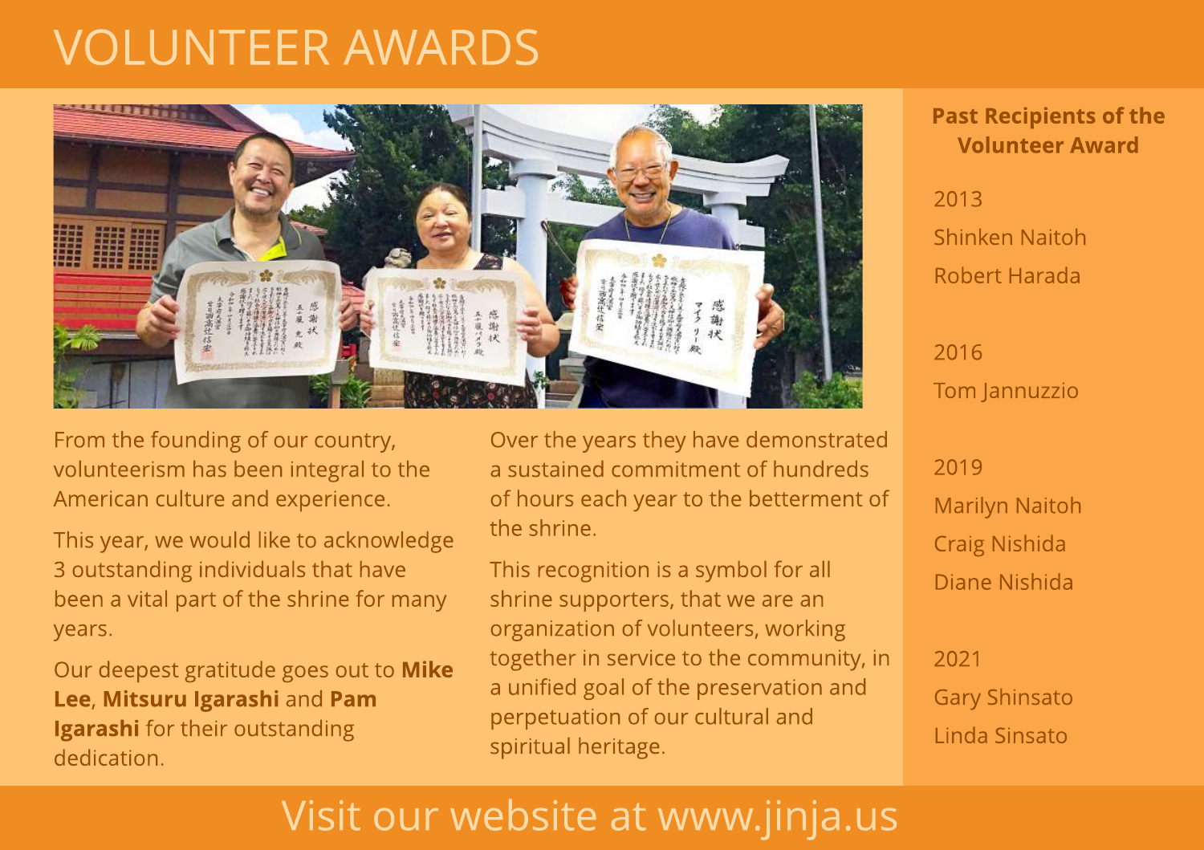# VOLUNTEER AWARDS

From the founding of our country, volunteerism has been integral to the American culture and experience.

This year, we would like to acknowledge 3 outstanding individuals that have been a vital part of the shrine for many years.

Our deepest gratitude goes out to **Mike Lee**, **Mitsuru Igarashi** and **Pam Igarashi** for their outstanding dedication.

Over the years they have demonstrated a sustained commitment of hundreds of hours each year to the betterment of the shrine.

This recognition is a symbol for all shrine supporters, that we are an organization of volunteers, working together in service to the community, in a unified goal of the preservation and perpetuation of our cultural and spiritual heritage.

**Past Recipients of the Volunteer Award**

2013
Shinken Naitoh
Robert Harada

2016
Tom Jannuzzio

2019
Marilyn Naitoh
Craig Nishida
Diane Nishida

2021
Gary Shinsato
Linda Sinsato

Visit our website at www.jinja.us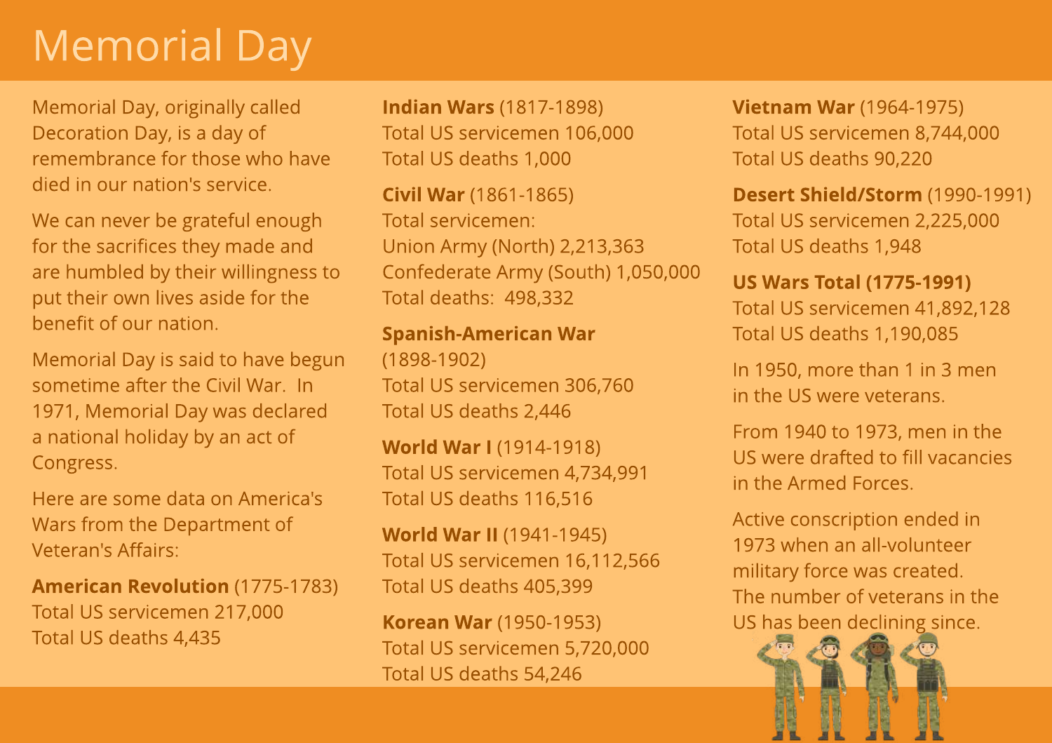# Memorial Day

Memorial Day, originally called Decoration Day, is a day of remembrance for those who have died in our nation's service.

We can never be grateful enough for the sacrifices they made and are humbled by their willingness to put their own lives aside for the benefit of our nation.

Memorial Day is said to have begun sometime after the Civil War. In 1971, Memorial Day was declared a national holiday by an act of Congress.

Here are some data on America's Wars from the Department of Veteran's Affairs:

**American Revolution** (1775-1783)
Total US servicemen 217,000
Total US deaths 4,435

**Indian Wars** (1817-1898)
Total US servicemen 106,000
Total US deaths 1,000

**Civil War** (1861-1865)
Total servicemen:
Union Army (North) 2,213,363
Confederate Army (South) 1,050,000
Total deaths: 498,332

**Spanish-American War** (1898-1902)
Total US servicemen 306,760
Total US deaths 2,446

**World War I** (1914-1918)
Total US servicemen 4,734,991
Total US deaths 116,516

**World War II** (1941-1945)
Total US servicemen 16,112,566
Total US deaths 405,399

**Korean War** (1950-1953)
Total US servicemen 5,720,000
Total US deaths 54,246

**Vietnam War** (1964-1975)
Total US servicemen 8,744,000
Total US deaths 90,220

**Desert Shield/Storm** (1990-1991)
Total US servicemen 2,225,000
Total US deaths 1,948

**US Wars Total (1775-1991)**
Total US servicemen 41,892,128
Total US deaths 1,190,085

In 1950, more than 1 in 3 men in the US were veterans.

From 1940 to 1973, men in the US were drafted to fill vacancies in the Armed Forces.

Active conscription ended in 1973 when an all-volunteer military force was created. The number of veterans in the US has been declining since.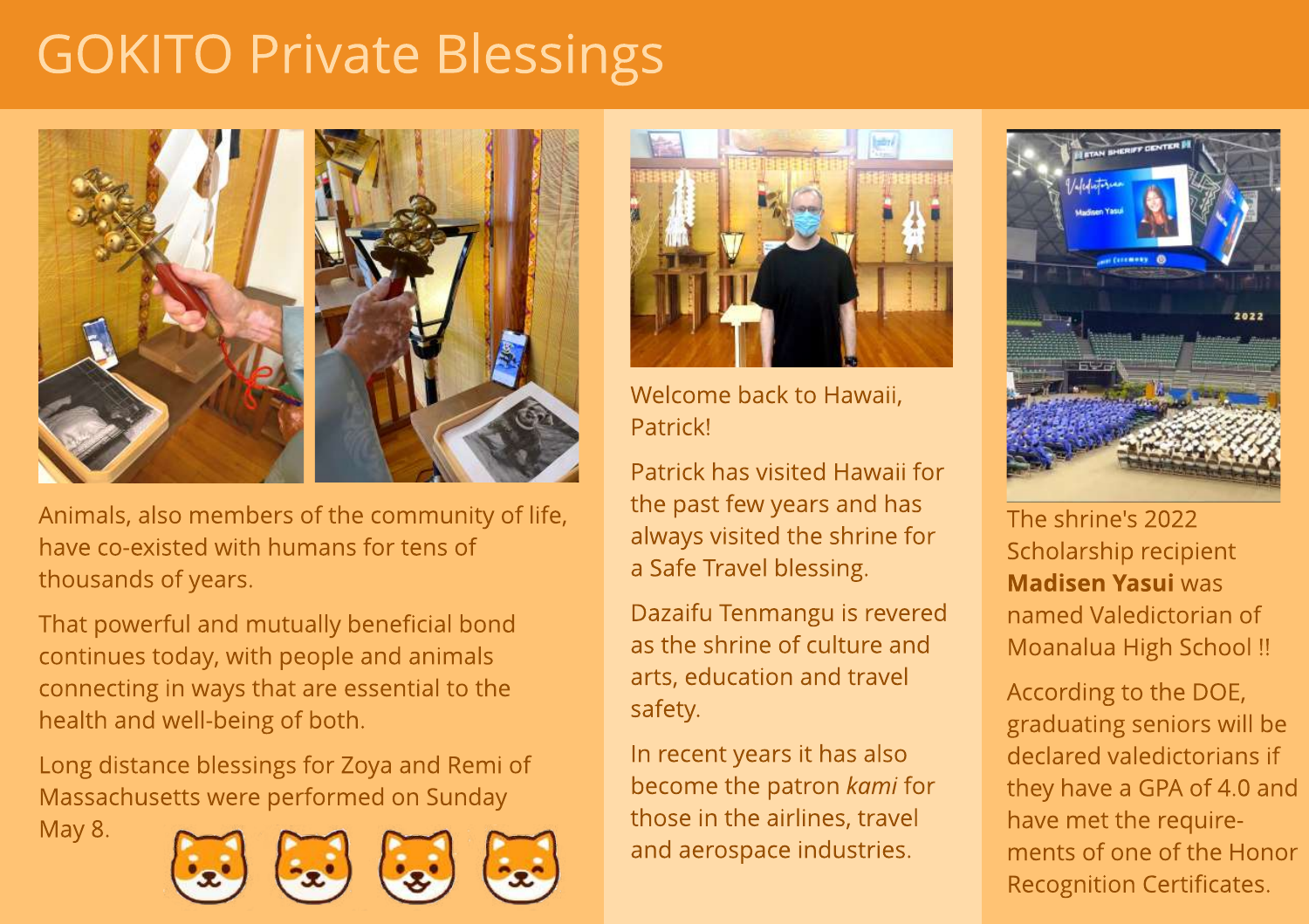# GOKITO Private Blessings

Animals, also members of the community of life, have co-existed with humans for tens of thousands of years.

That powerful and mutually beneficial bond continues today, with people and animals connecting in ways that are essential to the health and well-being of both.

Long distance blessings for Zoya and Remi of Massachusetts were performed on Sunday May 8.

Welcome back to Hawaii, Patrick!

Patrick has visited Hawaii for the past few years and has always visited the shrine for a Safe Travel blessing.

Dazaifu Tenmangu is revered as the shrine of culture and arts, education and travel safety.

In recent years it has also become the patron *kami* for those in the airlines, travel and aerospace industries.

The shrine's 2022 Scholarship recipient **Madisen Yasui** was named Valedictorian of Moanalua High School !!

According to the DOE, graduating seniors will be declared valedictorians if they have a GPA of 4.0 and have met the requirements of one of the Honor Recognition Certificates.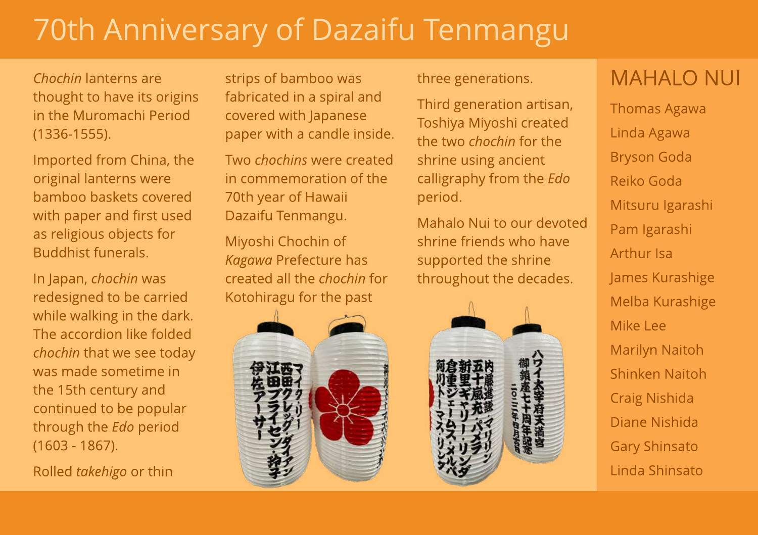# 70th Anniversary of Dazaifu Tenmangu

*Chochin* lanterns are thought to have its origins in the Muromachi Period (1336-1555).

Imported from China, the original lanterns were bamboo baskets covered with paper and first used as religious objects for Buddhist funerals.

In Japan, *chochin* was redesigned to be carried while walking in the dark. The accordion like folded *chochin* that we see today was made sometime in the 15th century and continued to be popular through the *Edo* period (1603 - 1867).

Rolled *takehigo* or thin strips of bamboo was fabricated in a spiral and covered with Japanese paper with a candle inside.

Two *chochins* were created in commemoration of the 70th year of Hawaii Dazaifu Tenmangu.

Miyoshi Chochin of *Kagawa* Prefecture has created all the *chochin* for Kotohiragu for the past three generations.

Third generation artisan, Toshiya Miyoshi created the two *chochin* for the shrine using ancient calligraphy from the *Edo* period.

Mahalo Nui to our devoted shrine friends who have supported the shrine throughout the decades.

## MAHALO NUI

Thomas Agawa
Linda Agawa
Bryson Goda
Reiko Goda
Mitsuru Igarashi
Pam Igarashi
Arthur Isa
James Kurashige
Melba Kurashige
Mike Lee
Marilyn Naitoh
Shinken Naitoh
Craig Nishida
Diane Nishida
Gary Shinsato
Linda Shinsato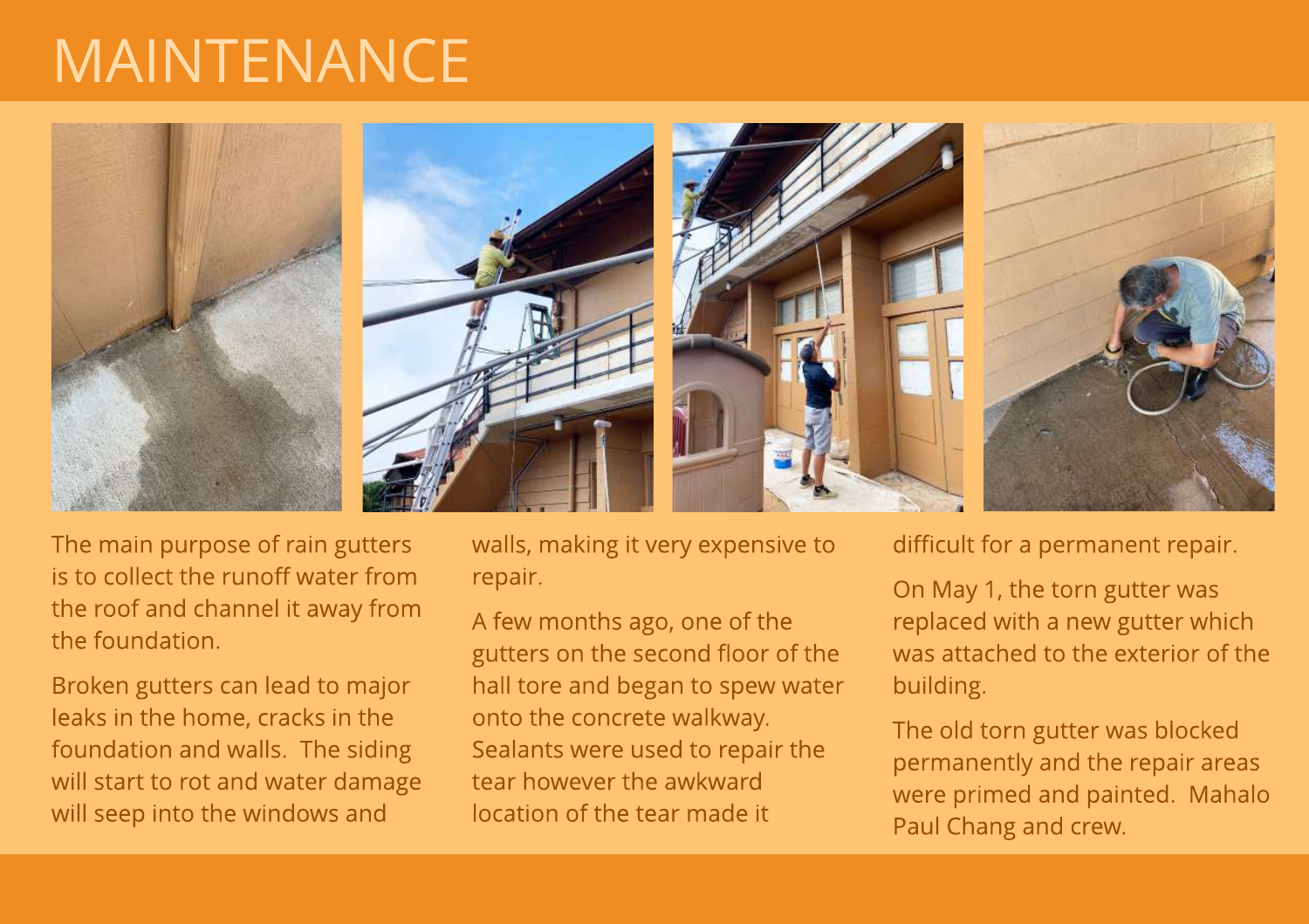# MAINTENANCE

The main purpose of rain gutters is to collect the runoff water from the roof and channel it away from the foundation.

Broken gutters can lead to major leaks in the home, cracks in the foundation and walls. The siding will start to rot and water damage will seep into the windows and walls, making it very expensive to repair.

A few months ago, one of the gutters on the second floor of the hall tore and began to spew water onto the concrete walkway. Sealants were used to repair the tear however the awkward location of the tear made it difficult for a permanent repair.

On May 1, the torn gutter was replaced with a new gutter which was attached to the exterior of the building.

The old torn gutter was blocked permanently and the repair areas were primed and painted. Mahalo Paul Chang and crew.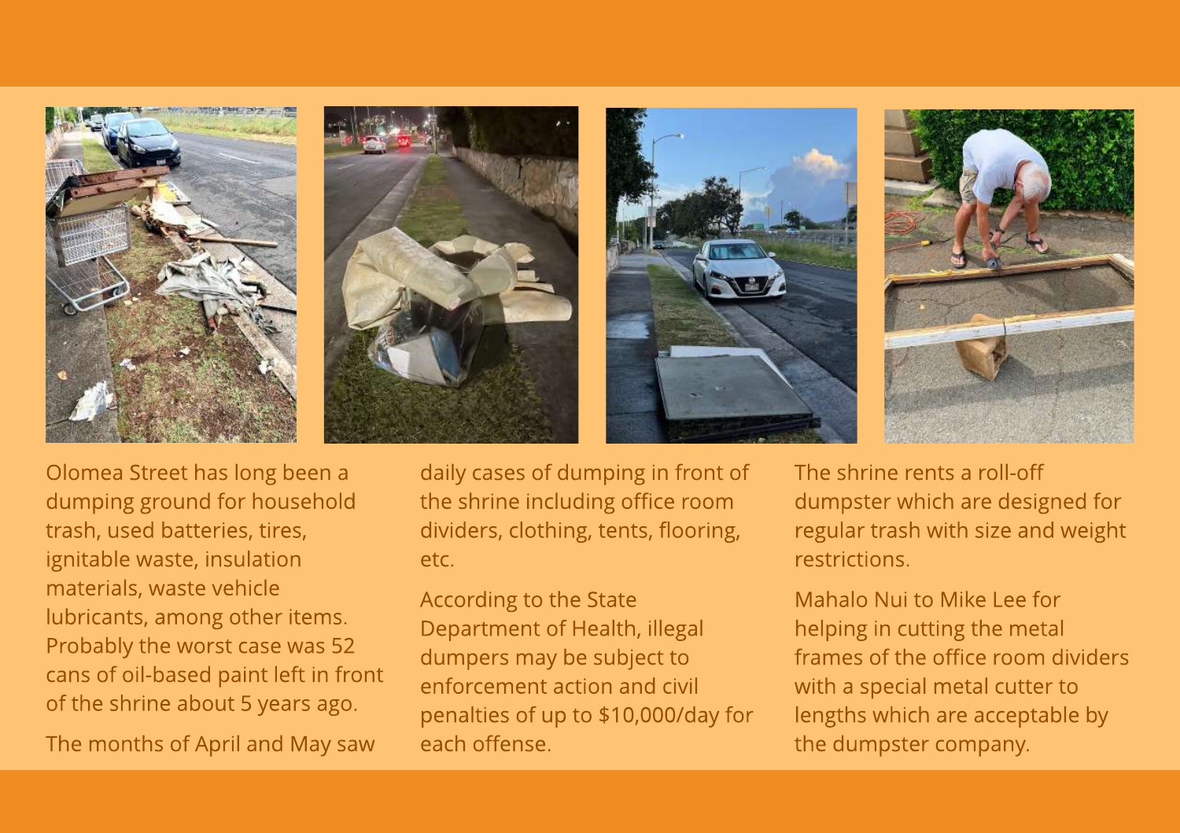Olomea Street has long been a dumping ground for household trash, used batteries, tires, ignitable waste, insulation materials, waste vehicle lubricants, among other items. Probably the worst case was 52 cans of oil-based paint left in front of the shrine about 5 years ago.

The months of April and May saw daily cases of dumping in front of the shrine including office room dividers, clothing, tents, flooring, etc.

According to the State Department of Health, illegal dumpers may be subject to enforcement action and civil penalties of up to $10,000/day for each offense.

The shrine rents a roll-off dumpster which are designed for regular trash with size and weight restrictions.

Mahalo Nui to Mike Lee for helping in cutting the metal frames of the office room dividers with a special metal cutter to lengths which are acceptable by the dumpster company.